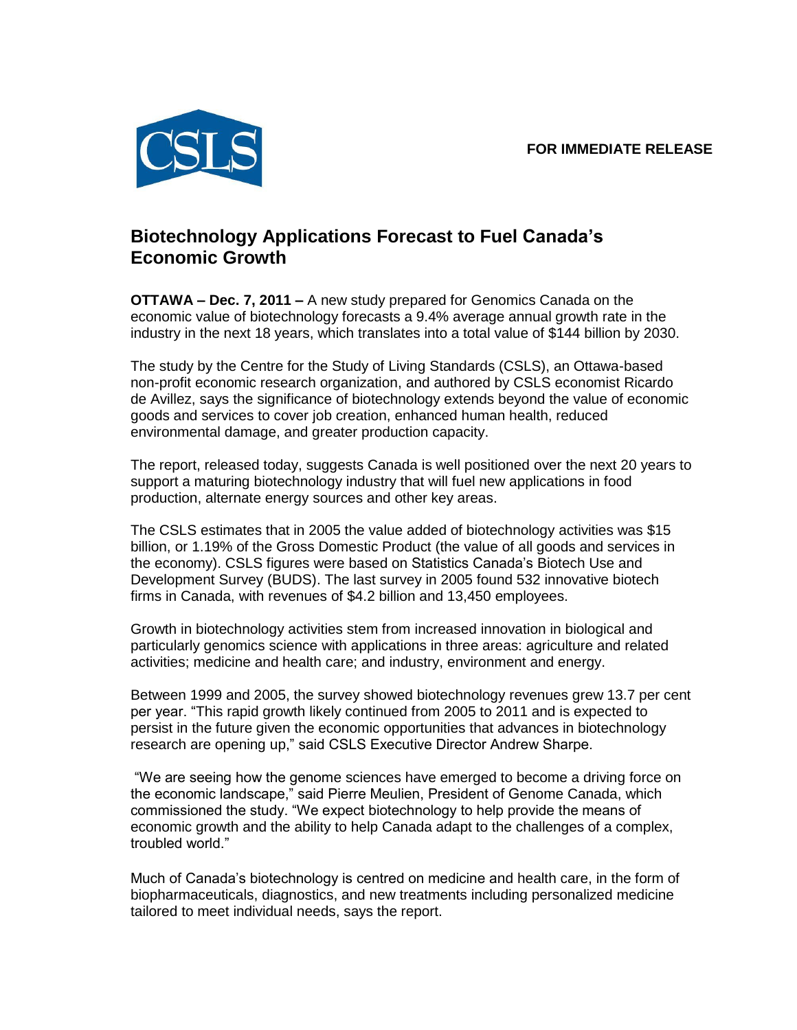**FOR IMMEDIATE RELEASE**

# Biotechnology Applications Forecast to Fuel Canada's Economic Growth

**OTTAWA – Dec. 7, 2011 –** A new study prepared for Genomics Canada on the economic value of biotechnology forecasts a 9.4% average annual growth rate in the industry in the next 18 years, which translates into a total value of $144 billion by 2030.

The study by the Centre for the Study of Living Standards (CSLS), an Ottawa-based non-profit economic research organization, and authored by CSLS economist Ricardo de Avillez, says the significance of biotechnology extends beyond the value of economic goods and services to cover job creation, enhanced human health, reduced environmental damage, and greater production capacity.

The report, released today, suggests Canada is well positioned over the next 20 years to support a maturing biotechnology industry that will fuel new applications in food production, alternate energy sources and other key areas.

The CSLS estimates that in 2005 the value added of biotechnology activities was $15 billion, or 1.19% of the Gross Domestic Product (the value of all goods and services in the economy). CSLS figures were based on Statistics Canada's Biotech Use and Development Survey (BUDS). The last survey in 2005 found 532 innovative biotech firms in Canada, with revenues of $4.2 billion and 13,450 employees.

Growth in biotechnology activities stem from increased innovation in biological and particularly genomics science with applications in three areas: agriculture and related activities; medicine and health care; and industry, environment and energy.

Between 1999 and 2005, the survey showed biotechnology revenues grew 13.7 per cent per year. "This rapid growth likely continued from 2005 to 2011 and is expected to persist in the future given the economic opportunities that advances in biotechnology research are opening up," said CSLS Executive Director Andrew Sharpe.

"We are seeing how the genome sciences have emerged to become a driving force on the economic landscape," said Pierre Meulien, President of Genome Canada, which commissioned the study. "We expect biotechnology to help provide the means of economic growth and the ability to help Canada adapt to the challenges of a complex, troubled world."

Much of Canada's biotechnology is centred on medicine and health care, in the form of biopharmaceuticals, diagnostics, and new treatments including personalized medicine tailored to meet individual needs, says the report.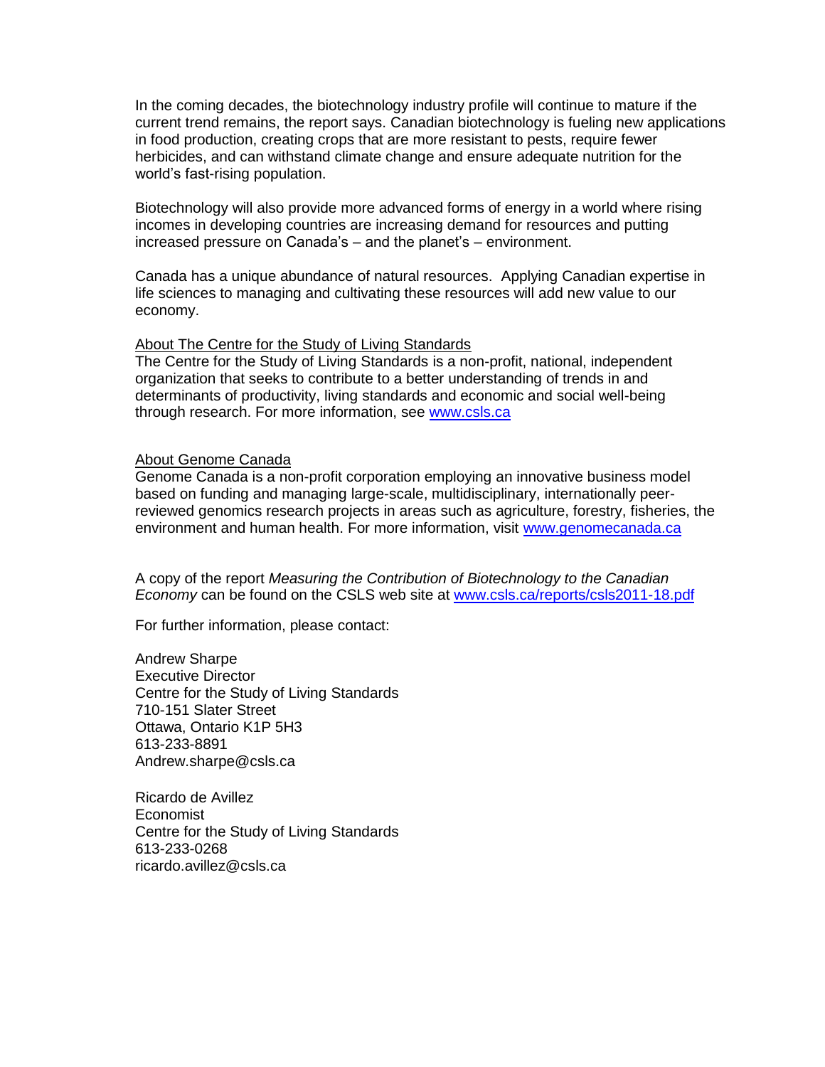In the coming decades, the biotechnology industry profile will continue to mature if the current trend remains, the report says. Canadian biotechnology is fueling new applications in food production, creating crops that are more resistant to pests, require fewer herbicides, and can withstand climate change and ensure adequate nutrition for the world's fast-rising population.

Biotechnology will also provide more advanced forms of energy in a world where rising incomes in developing countries are increasing demand for resources and putting increased pressure on Canada's – and the planet's – environment.

Canada has a unique abundance of natural resources. Applying Canadian expertise in life sciences to managing and cultivating these resources will add new value to our economy.

About The Centre for the Study of Living Standards
The Centre for the Study of Living Standards is a non-profit, national, independent organization that seeks to contribute to a better understanding of trends in and determinants of productivity, living standards and economic and social well-being through research. For more information, see www.csls.ca

About Genome Canada
Genome Canada is a non-profit corporation employing an innovative business model based on funding and managing large-scale, multidisciplinary, internationally peer-reviewed genomics research projects in areas such as agriculture, forestry, fisheries, the environment and human health. For more information, visit www.genomecanada.ca

A copy of the report *Measuring the Contribution of Biotechnology to the Canadian Economy* can be found on the CSLS web site at www.csls.ca/reports/csls2011-18.pdf

For further information, please contact:

Andrew Sharpe
Executive Director
Centre for the Study of Living Standards
710-151 Slater Street
Ottawa, Ontario K1P 5H3
613-233-8891
Andrew.sharpe@csls.ca

Ricardo de Avillez
Economist
Centre for the Study of Living Standards
613-233-0268
ricardo.avillez@csls.ca